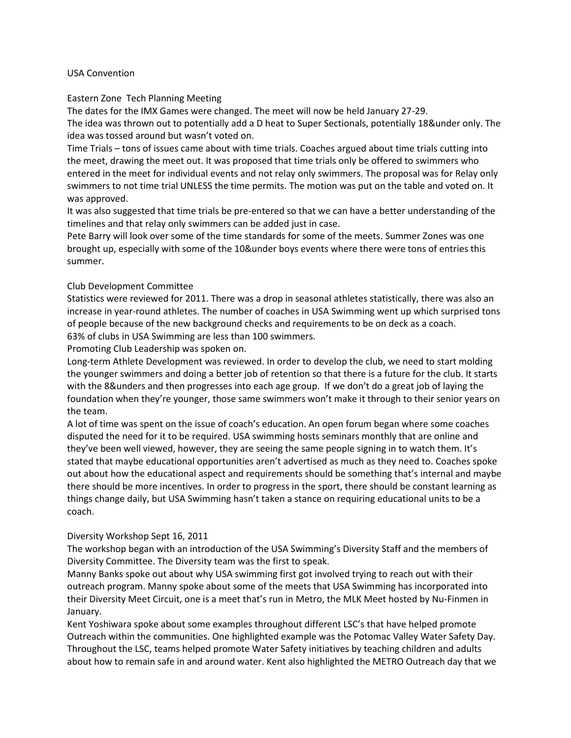# USA Convention

## Eastern Zone Tech Planning Meeting

The dates for the IMX Games were changed. The meet will now be held January 27-29.

The idea was thrown out to potentially add a D heat to Super Sectionals, potentially 18&under only. The idea was tossed around but wasn't voted on.

Time Trials – tons of issues came about with time trials. Coaches argued about time trials cutting into the meet, drawing the meet out. It was proposed that time trials only be offered to swimmers who entered in the meet for individual events and not relay only swimmers. The proposal was for Relay only swimmers to not time trial UNLESS the time permits. The motion was put on the table and voted on. It was approved.

It was also suggested that time trials be pre-entered so that we can have a better understanding of the timelines and that relay only swimmers can be added just in case.

Pete Barry will look over some of the time standards for some of the meets. Summer Zones was one brought up, especially with some of the 10&under boys events where there were tons of entries this summer.

## Club Development Committee

Statistics were reviewed for 2011. There was a drop in seasonal athletes statistically, there was also an increase in year-round athletes. The number of coaches in USA Swimming went up which surprised tons of people because of the new background checks and requirements to be on deck as a coach.

63% of clubs in USA Swimming are less than 100 swimmers.

Promoting Club Leadership was spoken on.

Long-term Athlete Development was reviewed. In order to develop the club, we need to start molding the younger swimmers and doing a better job of retention so that there is a future for the club. It starts with the 8&unders and then progresses into each age group. If we don't do a great job of laying the foundation when they're younger, those same swimmers won't make it through to their senior years on the team.

A lot of time was spent on the issue of coach's education. An open forum began where some coaches disputed the need for it to be required. USA swimming hosts seminars monthly that are online and they've been well viewed, however, they are seeing the same people signing in to watch them. It's stated that maybe educational opportunities aren't advertised as much as they need to. Coaches spoke out about how the educational aspect and requirements should be something that's internal and maybe there should be more incentives. In order to progress in the sport, there should be constant learning as things change daily, but USA Swimming hasn't taken a stance on requiring educational units to be a coach.

## Diversity Workshop Sept 16, 2011

The workshop began with an introduction of the USA Swimming's Diversity Staff and the members of Diversity Committee. The Diversity team was the first to speak.

Manny Banks spoke out about why USA swimming first got involved trying to reach out with their outreach program. Manny spoke about some of the meets that USA Swimming has incorporated into their Diversity Meet Circuit, one is a meet that's run in Metro, the MLK Meet hosted by Nu-Finmen in January.

Kent Yoshiwara spoke about some examples throughout different LSC's that have helped promote Outreach within the communities. One highlighted example was the Potomac Valley Water Safety Day. Throughout the LSC, teams helped promote Water Safety initiatives by teaching children and adults about how to remain safe in and around water. Kent also highlighted the METRO Outreach day that we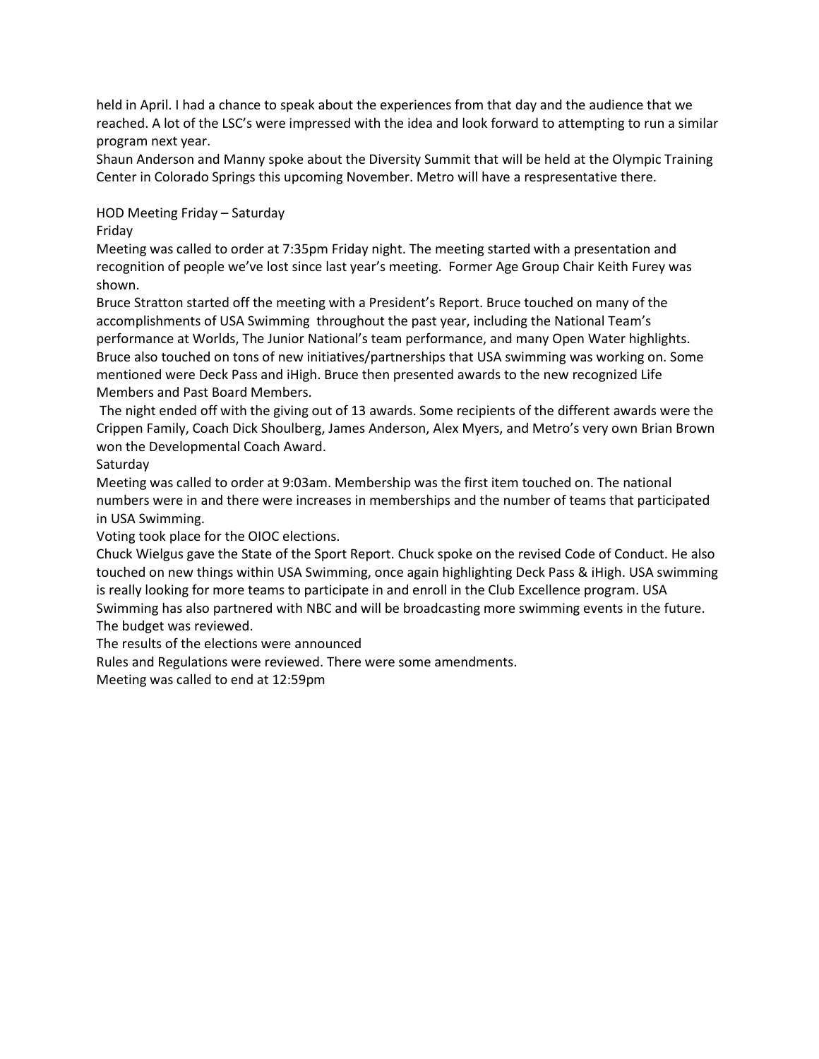held in April. I had a chance to speak about the experiences from that day and the audience that we reached. A lot of the LSC's were impressed with the idea and look forward to attempting to run a similar program next year.

Shaun Anderson and Manny spoke about the Diversity Summit that will be held at the Olympic Training Center in Colorado Springs this upcoming November. Metro will have a respresentative there.

HOD Meeting Friday – Saturday

Friday

Meeting was called to order at 7:35pm Friday night. The meeting started with a presentation and recognition of people we've lost since last year's meeting. Former Age Group Chair Keith Furey was shown.

Bruce Stratton started off the meeting with a President's Report. Bruce touched on many of the accomplishments of USA Swimming throughout the past year, including the National Team's performance at Worlds, The Junior National's team performance, and many Open Water highlights. Bruce also touched on tons of new initiatives/partnerships that USA swimming was working on. Some mentioned were Deck Pass and iHigh. Bruce then presented awards to the new recognized Life Members and Past Board Members.

The night ended off with the giving out of 13 awards. Some recipients of the different awards were the Crippen Family, Coach Dick Shoulberg, James Anderson, Alex Myers, and Metro's very own Brian Brown won the Developmental Coach Award.

Saturday

Meeting was called to order at 9:03am. Membership was the first item touched on. The national numbers were in and there were increases in memberships and the number of teams that participated in USA Swimming.

Voting took place for the OIOC elections.

Chuck Wielgus gave the State of the Sport Report. Chuck spoke on the revised Code of Conduct. He also touched on new things within USA Swimming, once again highlighting Deck Pass & iHigh. USA swimming is really looking for more teams to participate in and enroll in the Club Excellence program. USA Swimming has also partnered with NBC and will be broadcasting more swimming events in the future.

The budget was reviewed.

The results of the elections were announced

Rules and Regulations were reviewed. There were some amendments.

Meeting was called to end at 12:59pm